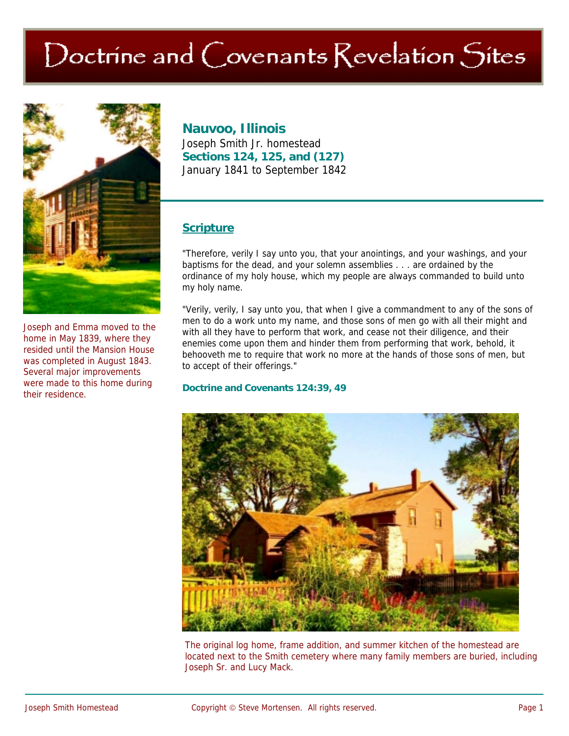# Doctrine and Covenants Revelation Sites

Joseph and Emma moved to the home in May 1839, where they resided until the Mansion House was completed in August 1843. Several major improvements were made to this home during their residence.

## Nauvoo, Illinois

Joseph Smith Jr. homestead

**Sections 124, 125, and (127)**

January 1841 to September 1842

### Scripture

"Therefore, verily I say unto you, that your anointings, and your washings, and your baptisms for the dead, and your solemn assemblies . . . are ordained by the ordinance of my holy house, which my people are always commanded to build unto my holy name.

"Verily, verily, I say unto you, that when I give a commandment to any of the sons of men to do a work unto my name, and those sons of men go with all their might and with all they have to perform that work, and cease not their diligence, and their enemies come upon them and hinder them from performing that work, behold, it behooveth me to require that work no more at the hands of those sons of men, but to accept of their offerings."

**Doctrine and Covenants 124:39, 49**

The original log home, frame addition, and summer kitchen of the homestead are located next to the Smith cemetery where many family members are buried, including Joseph Sr. and Lucy Mack.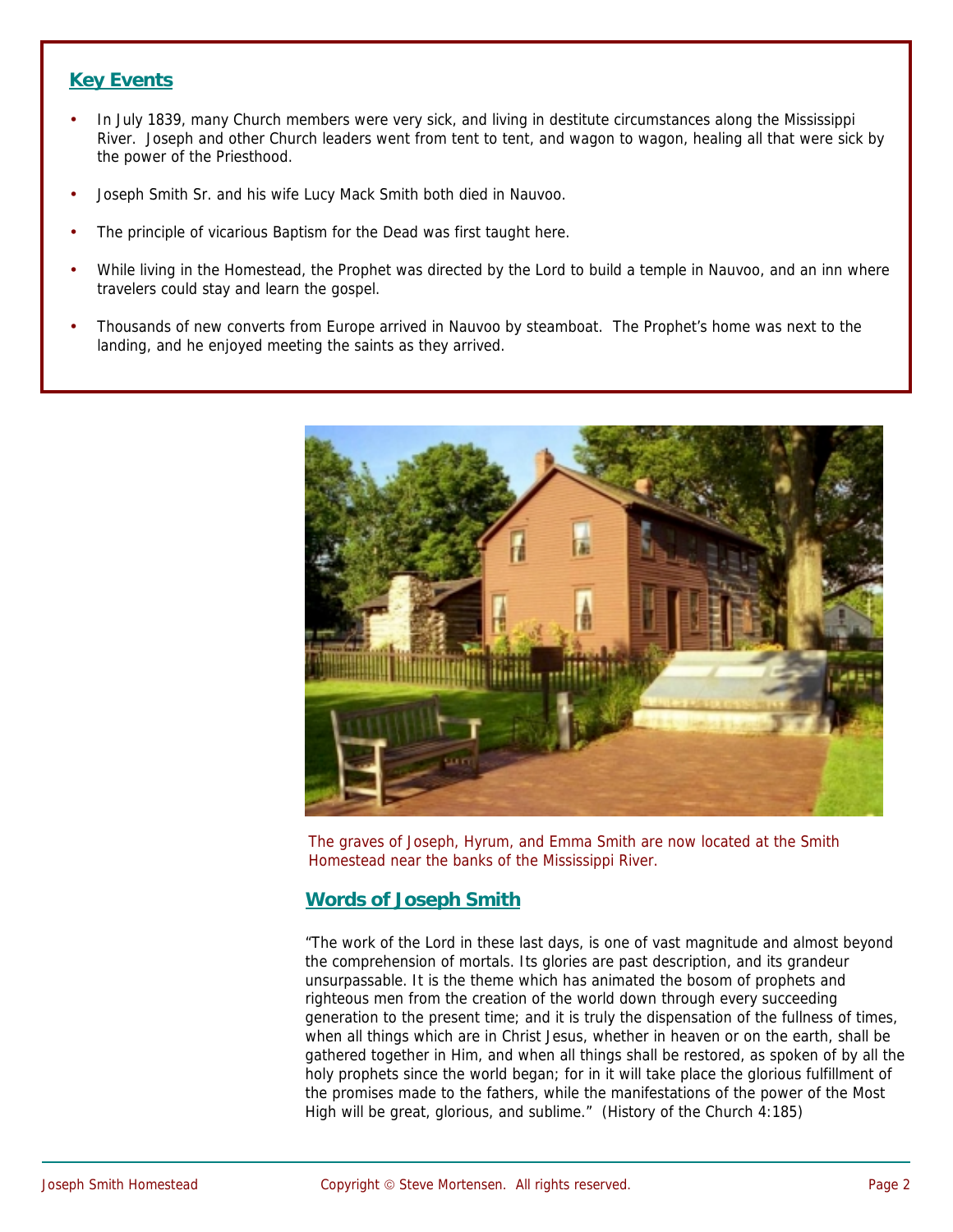## Key Events

- In July 1839, many Church members were very sick, and living in destitute circumstances along the Mississippi River. Joseph and other Church leaders went from tent to tent, and wagon to wagon, healing all that were sick by the power of the Priesthood.
- Joseph Smith Sr. and his wife Lucy Mack Smith both died in Nauvoo.
- The principle of vicarious Baptism for the Dead was first taught here.
- While living in the Homestead, the Prophet was directed by the Lord to build a temple in Nauvoo, and an inn where travelers could stay and learn the gospel.
- Thousands of new converts from Europe arrived in Nauvoo by steamboat. The Prophet's home was next to the landing, and he enjoyed meeting the saints as they arrived.

The graves of Joseph, Hyrum, and Emma Smith are now located at the Smith Homestead near the banks of the Mississippi River.

## Words of Joseph Smith

"The work of the Lord in these last days, is one of vast magnitude and almost beyond the comprehension of mortals. Its glories are past description, and its grandeur unsurpassable. It is the theme which has animated the bosom of prophets and righteous men from the creation of the world down through every succeeding generation to the present time; and it is truly the dispensation of the fullness of times, when all things which are in Christ Jesus, whether in heaven or on the earth, shall be gathered together in Him, and when all things shall be restored, as spoken of by all the holy prophets since the world began; for in it will take place the glorious fulfillment of the promises made to the fathers, while the manifestations of the power of the Most High will be great, glorious, and sublime." (History of the Church 4:185)